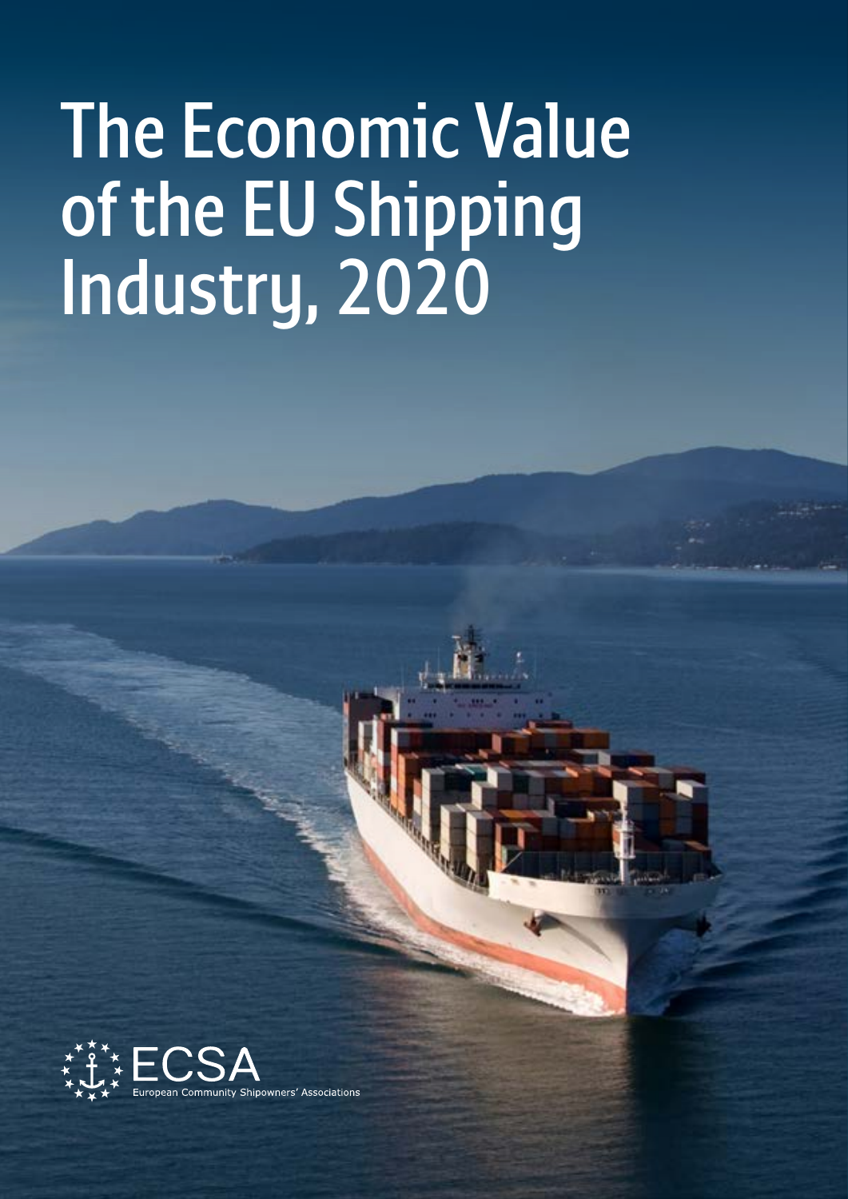# The Economic Value of the EU Shipping Industry, 2020

ECSA

European Community Shipowners' Associations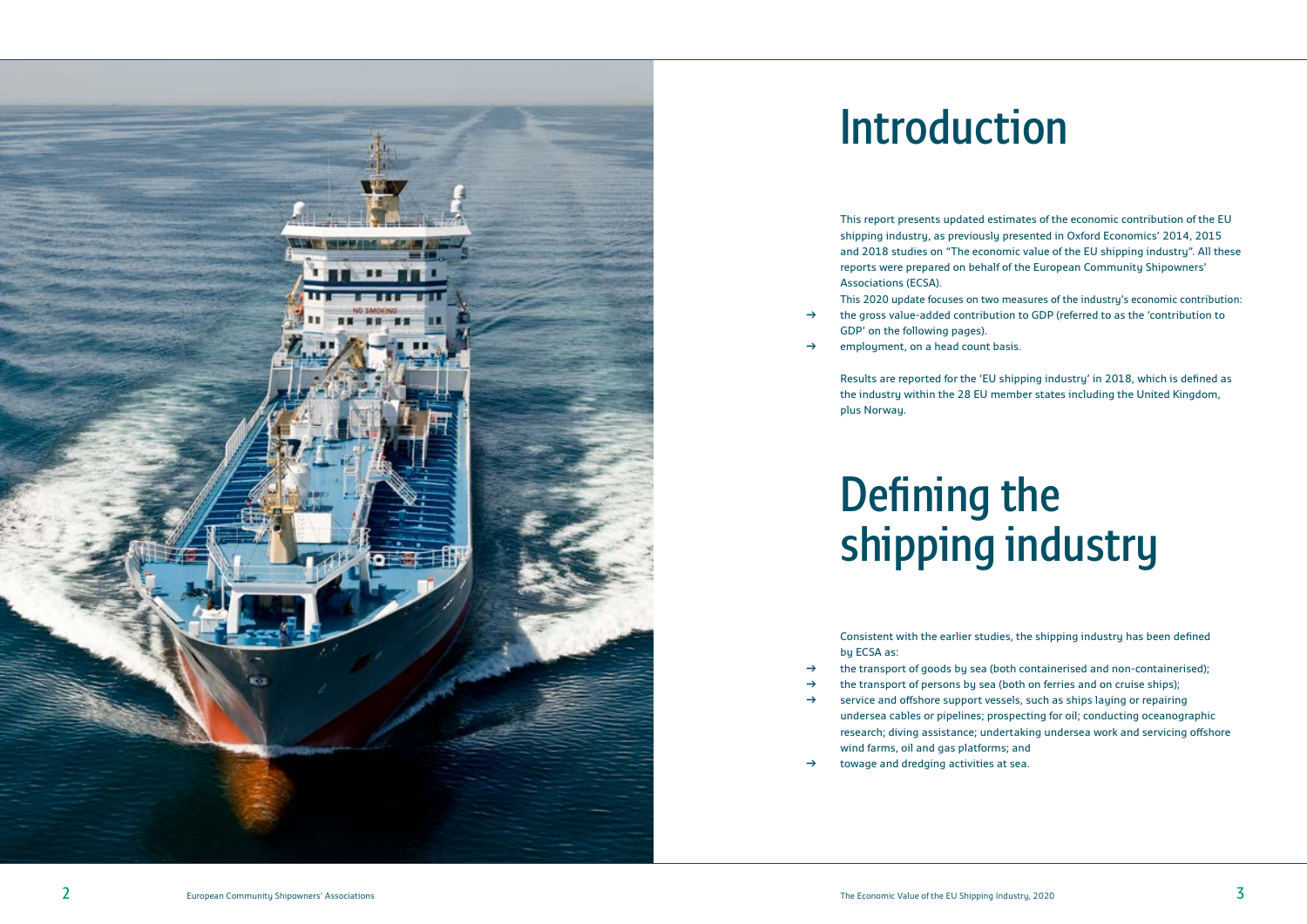# Introduction

This report presents updated estimates of the economic contribution of the EU shipping industry, as previously presented in Oxford Economics' 2014, 2015 and 2018 studies on "The economic value of the EU shipping industry". All these reports were prepared on behalf of the European Community Shipowners' Associations (ECSA).

This 2020 update focuses on two measures of the industry's economic contribution:

- the gross value-added contribution to GDP (referred to as the 'contribution to GDP' on the following pages).
- employment, on a head count basis.

Results are reported for the 'EU shipping industry' in 2018, which is defined as the industry within the 28 EU member states including the United Kingdom, plus Norway.

# Defining the shipping industry

Consistent with the earlier studies, the shipping industry has been defined by ECSA as:

- the transport of goods by sea (both containerised and non-containerised);
- the transport of persons by sea (both on ferries and on cruise ships);
- service and offshore support vessels, such as ships laying or repairing undersea cables or pipelines; prospecting for oil; conducting oceanographic research; diving assistance; undertaking undersea work and servicing offshore wind farms, oil and gas platforms; and
- towage and dredging activities at sea.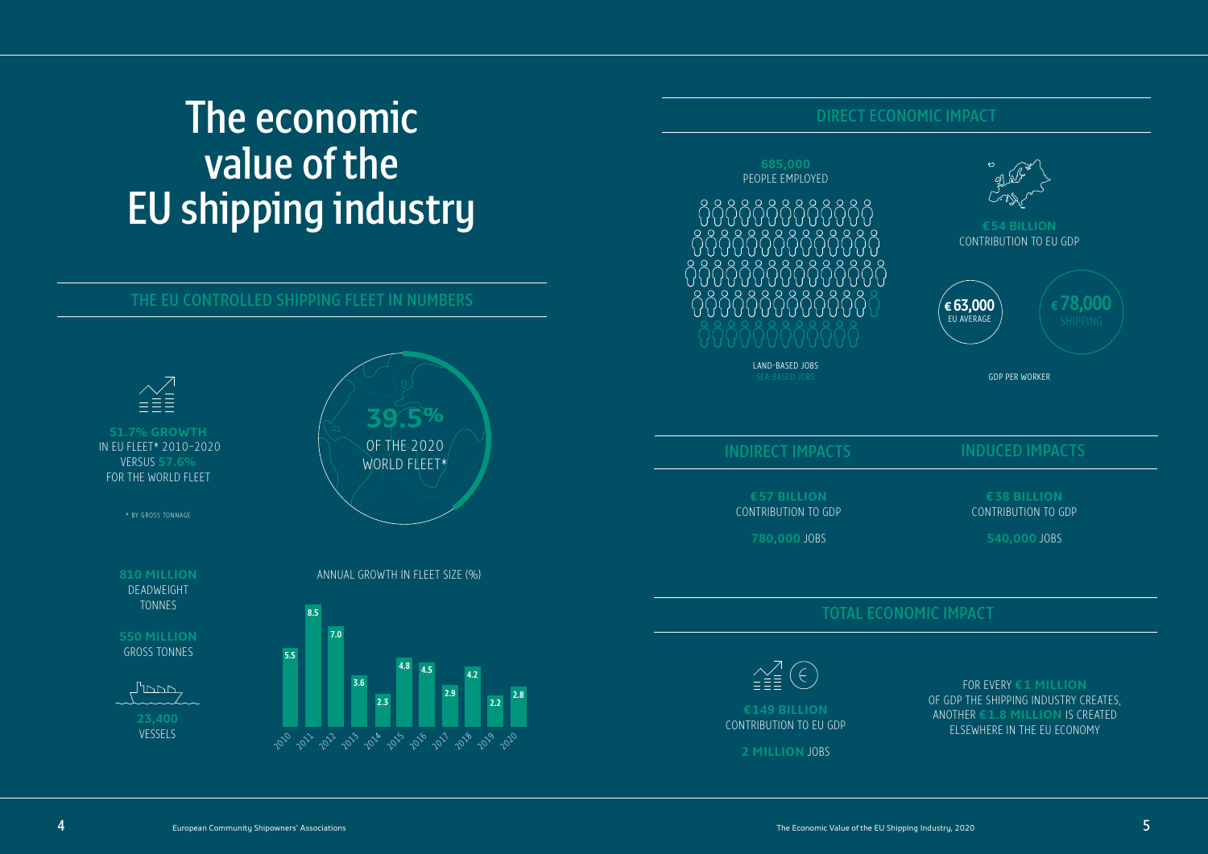# The economic value of the EU shipping industry

## THE EU CONTROLLED SHIPPING FLEET IN NUMBERS

**51.7% GROWTH**
IN EU FLEET* 2010–2020
VERSUS **57.6%**
FOR THE WORLD FLEET

* BY GROSS TONNAGE

**39.5%**
OF THE 2020 WORLD FLEET*

**810 MILLION**
DEADWEIGHT TONNES

**550 MILLION**
GROSS TONNES

**23,400**
VESSELS

ANNUAL GROWTH IN FLEET SIZE (%)

| Year | Growth (%) |
|---|---|
| 2010 | 5.5 |
| 2011 | 8.5 |
| 2012 | 7.0 |
| 2013 | 3.6 |
| 2014 | 2.3 |
| 2015 | 4.8 |
| 2016 | 4.5 |
| 2017 | 2.9 |
| 2018 | 4.2 |
| 2019 | 2.2 |
| 2020 | 2.8 |

## DIRECT ECONOMIC IMPACT

**685,000**
PEOPLE EMPLOYED

LAND-BASED JOBS
SEA-BASED JOBS

**€54 BILLION**
CONTRIBUTION TO EU GDP

**€63,000**
EU AVERAGE

**€78,000**
SHIPPING

GDP PER WORKER

## INDIRECT IMPACTS

**€57 BILLION**
CONTRIBUTION TO GDP

**780,000** JOBS

## INDUCED IMPACTS

**€38 BILLION**
CONTRIBUTION TO GDP

**540,000** JOBS

## TOTAL ECONOMIC IMPACT

**€149 BILLION**
CONTRIBUTION TO EU GDP

**2 MILLION** JOBS

FOR EVERY **€1 MILLION** OF GDP THE SHIPPING INDUSTRY CREATES, ANOTHER **€1.8 MILLION** IS CREATED ELSEWHERE IN THE EU ECONOMY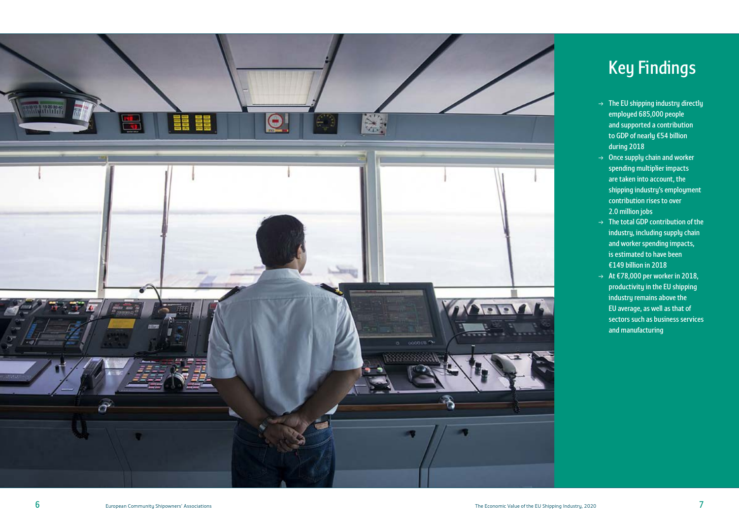# Key Findings

- The EU shipping industry directly employed 685,000 people and supported a contribution to GDP of nearly €54 billion during 2018
- Once supply chain and worker spending multiplier impacts are taken into account, the shipping industry's employment contribution rises to over 2.0 million jobs
- The total GDP contribution of the industry, including supply chain and worker spending impacts, is estimated to have been €149 billion in 2018
- At €78,000 per worker in 2018, productivity in the EU shipping industry remains above the EU average, as well as that of sectors such as business services and manufacturing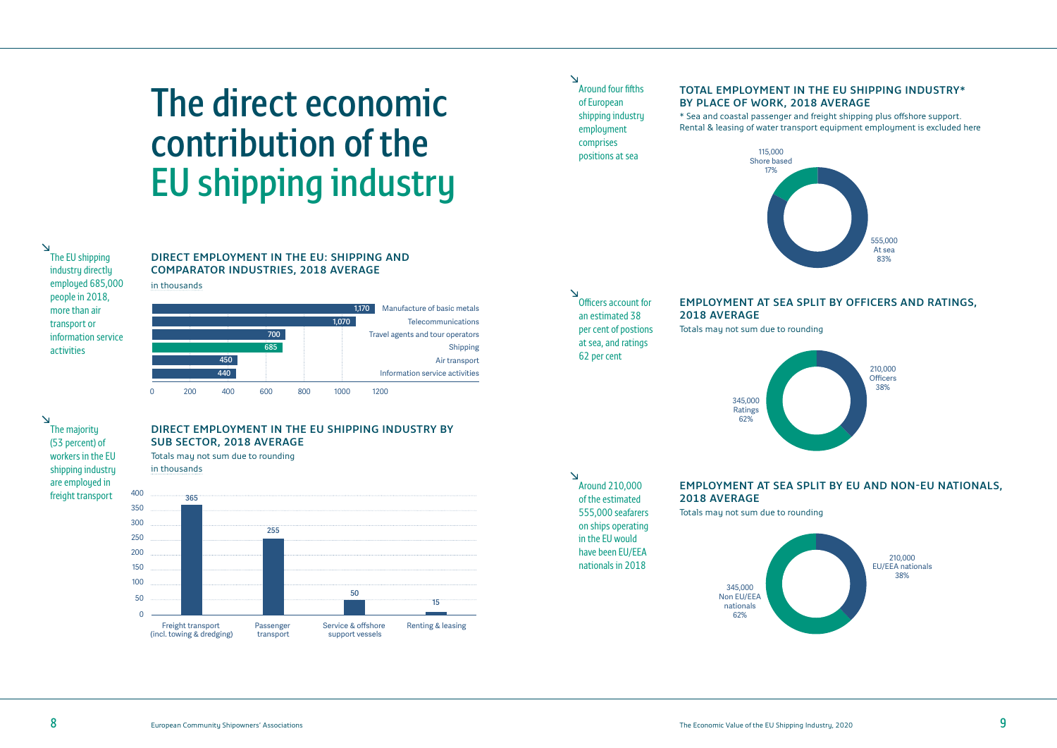# The direct economic contribution of the EU shipping industry

↘ The EU shipping industry directly employed 685,000 people in 2018, more than air transport or information service activities

## DIRECT EMPLOYMENT IN THE EU: SHIPPING AND COMPARATOR INDUSTRIES, 2018 AVERAGE

in thousands

| Industry | Employment (thousands) |
|---|---|
| Manufacture of basic metals | 1,170 |
| Telecommunications | 1,070 |
| Travel agents and tour operators | 700 |
| Shipping | 685 |
| Air transport | 450 |
| Information service activities | 440 |

↘ The majority (53 percent) of workers in the EU shipping industry are employed in freight transport

## DIRECT EMPLOYMENT IN THE EU SHIPPING INDUSTRY BY SUB SECTOR, 2018 AVERAGE

Totals may not sum due to rounding

in thousands

| Sub sector | Employment (thousands) |
|---|---|
| Freight transport (incl. towing & dredging) | 365 |
| Passenger transport | 255 |
| Service & offshore support vessels | 50 |
| Renting & leasing | 15 |

↘ Around four fifths of European shipping industry employment comprises positions at sea

## TOTAL EMPLOYMENT IN THE EU SHIPPING INDUSTRY* BY PLACE OF WORK, 2018 AVERAGE

* Sea and coastal passenger and freight shipping plus offshore support. Rental & leasing of water transport equipment employment is excluded here

| Place of work | Employment | Share |
|---|---|---|
| At sea | 555,000 | 83% |
| Shore based | 115,000 | 17% |

↘ Officers account for an estimated 38 per cent of postions at sea, and ratings 62 per cent

## EMPLOYMENT AT SEA SPLIT BY OFFICERS AND RATINGS, 2018 AVERAGE

Totals may not sum due to rounding

| Category | Employment | Share |
|---|---|---|
| Officers | 210,000 | 38% |
| Ratings | 345,000 | 62% |

↘ Around 210,000 of the estimated 555,000 seafarers on ships operating in the EU would have been EU/EEA nationals in 2018

## EMPLOYMENT AT SEA SPLIT BY EU AND NON-EU NATIONALS, 2018 AVERAGE

Totals may not sum due to rounding

| Nationality | Employment | Share |
|---|---|---|
| EU/EEA nationals | 210,000 | 38% |
| Non EU/EEA nationals | 345,000 | 62% |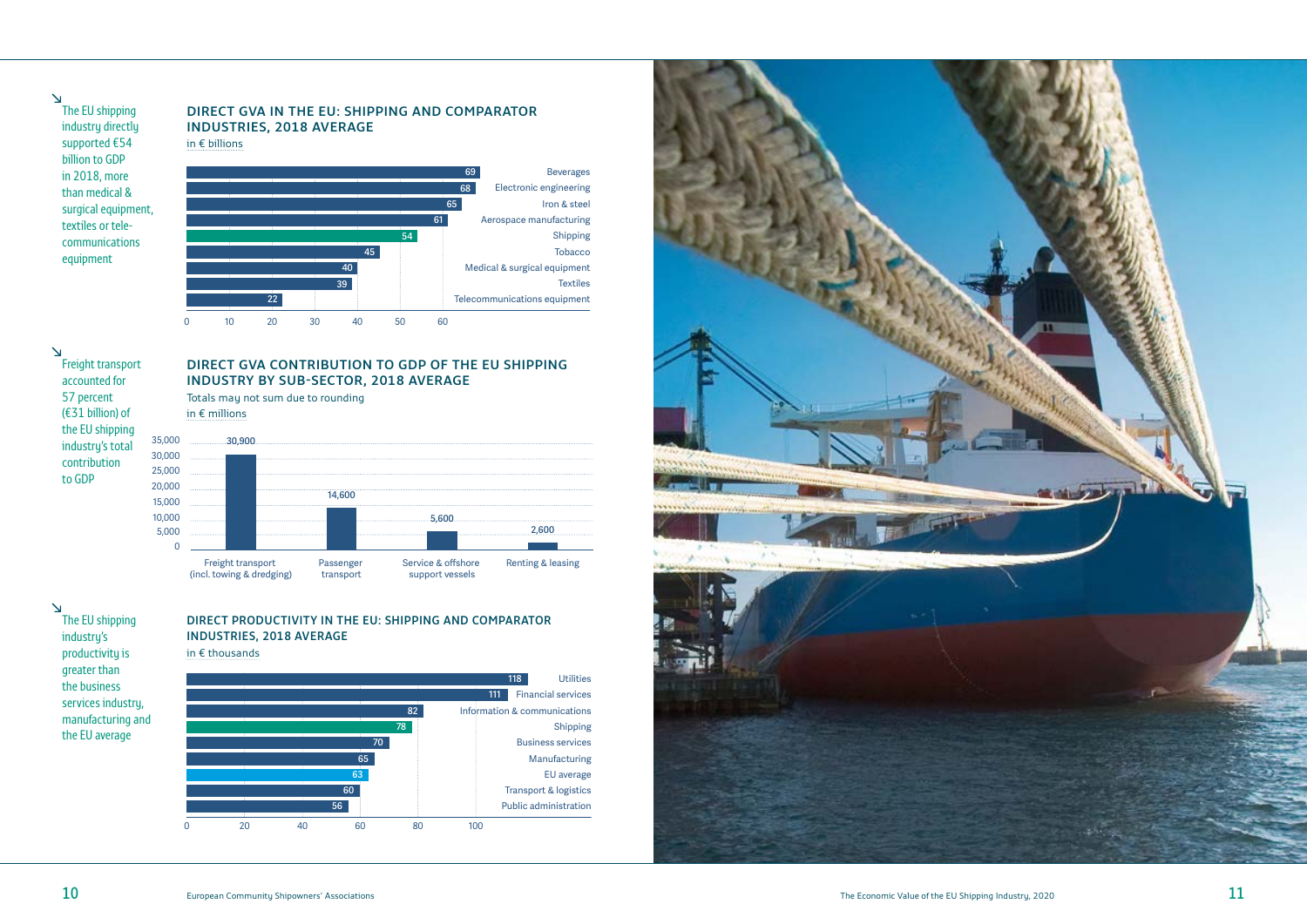↘ The EU shipping industry directly supported €54 billion to GDP in 2018, more than medical & surgical equipment, textiles or telecommunications equipment

## DIRECT GVA IN THE EU: SHIPPING AND COMPARATOR INDUSTRIES, 2018 AVERAGE

in € billions

| Industry | GVA (€ billions) |
|---|---|
| Beverages | 69 |
| Electronic engineering | 68 |
| Iron & steel | 65 |
| Aerospace manufacturing | 61 |
| Shipping | 54 |
| Tobacco | 45 |
| Medical & surgical equipment | 40 |
| Textiles | 39 |
| Telecommunications equipment | 22 |

↘ Freight transport accounted for 57 percent (€31 billion) of the EU shipping industry's total contribution to GDP

## DIRECT GVA CONTRIBUTION TO GDP OF THE EU SHIPPING INDUSTRY BY SUB-SECTOR, 2018 AVERAGE

Totals may not sum due to rounding

in € millions

| Sub-sector | GVA (€ millions) |
|---|---|
| Freight transport (incl. towing & dredging) | 30,900 |
| Passenger transport | 14,600 |
| Service & offshore support vessels | 5,600 |
| Renting & leasing | 2,600 |

↘ The EU shipping industry's productivity is greater than the business services industry, manufacturing and the EU average

## DIRECT PRODUCTIVITY IN THE EU: SHIPPING AND COMPARATOR INDUSTRIES, 2018 AVERAGE

in € thousands

| Industry | Productivity (€ thousands) |
|---|---|
| Utilities | 118 |
| Financial services | 111 |
| Information & communications | 82 |
| Shipping | 78 |
| Business services | 70 |
| Manufacturing | 65 |
| EU average | 63 |
| Transport & logistics | 60 |
| Public administration | 56 |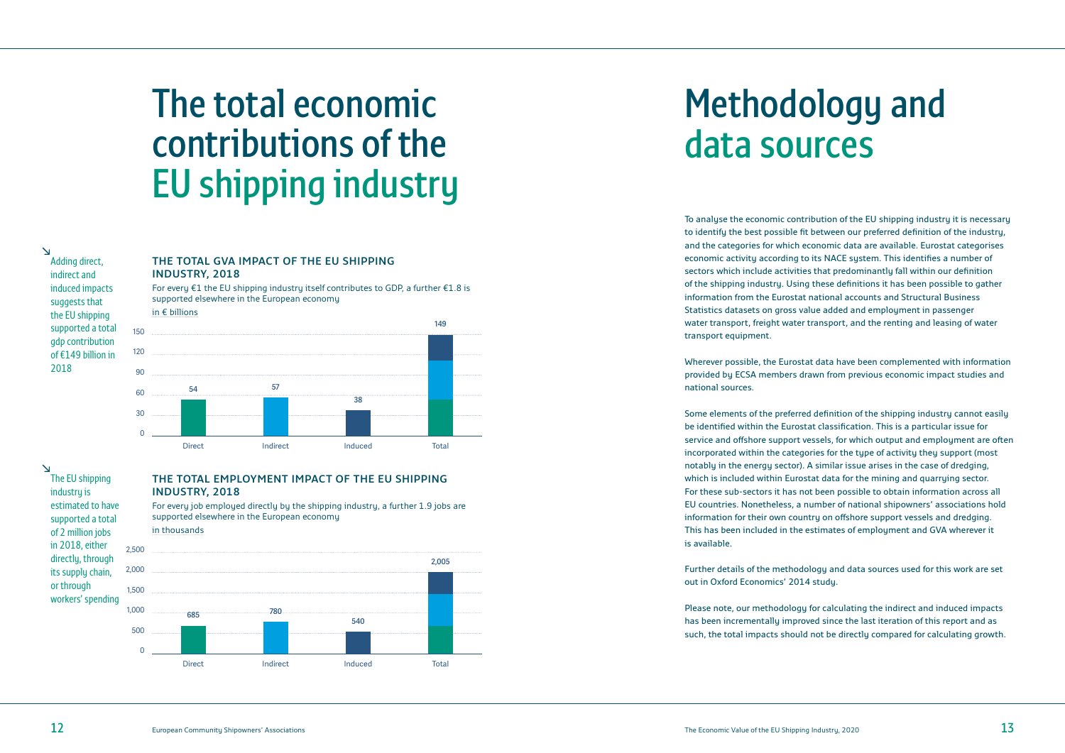# The total economic contributions of the EU shipping industry

↘ Adding direct, indirect and induced impacts suggests that the EU shipping supported a total gdp contribution of €149 billion in 2018

### THE TOTAL GVA IMPACT OF THE EU SHIPPING INDUSTRY, 2018

For every €1 the EU shipping industry itself contributes to GDP, a further €1.8 is supported elsewhere in the European economy

in € billions

| | Direct | Indirect | Induced | Total |
|---|---|---|---|---|
| GVA (€ billions) | 54 | 57 | 38 | 149 |

↘ The EU shipping industry is estimated to have supported a total of 2 million jobs in 2018, either directly, through its supply chain, or through workers' spending

### THE TOTAL EMPLOYMENT IMPACT OF THE EU SHIPPING INDUSTRY, 2018

For every job employed directly by the shipping industry, a further 1.9 jobs are supported elsewhere in the European economy

in thousands

| | Direct | Indirect | Induced | Total |
|---|---|---|---|---|
| Employment (thousands) | 685 | 780 | 540 | 2,005 |

# Methodology and data sources

To analyse the economic contribution of the EU shipping industry it is necessary to identify the best possible fit between our preferred definition of the industry, and the categories for which economic data are available. Eurostat categorises economic activity according to its NACE system. This identifies a number of sectors which include activities that predominantly fall within our definition of the shipping industry. Using these definitions it has been possible to gather information from the Eurostat national accounts and Structural Business Statistics datasets on gross value added and employment in passenger water transport, freight water transport, and the renting and leasing of water transport equipment.

Wherever possible, the Eurostat data have been complemented with information provided by ECSA members drawn from previous economic impact studies and national sources.

Some elements of the preferred definition of the shipping industry cannot easily be identified within the Eurostat classification. This is a particular issue for service and offshore support vessels, for which output and employment are often incorporated within the categories for the type of activity they support (most notably in the energy sector). A similar issue arises in the case of dredging, which is included within Eurostat data for the mining and quarrying sector. For these sub-sectors it has not been possible to obtain information across all EU countries. Nonetheless, a number of national shipowners' associations hold information for their own country on offshore support vessels and dredging. This has been included in the estimates of employment and GVA wherever it is available.

Further details of the methodology and data sources used for this work are set out in Oxford Economics' 2014 study.

Please note, our methodology for calculating the indirect and induced impacts has been incrementally improved since the last iteration of this report and as such, the total impacts should not be directly compared for calculating growth.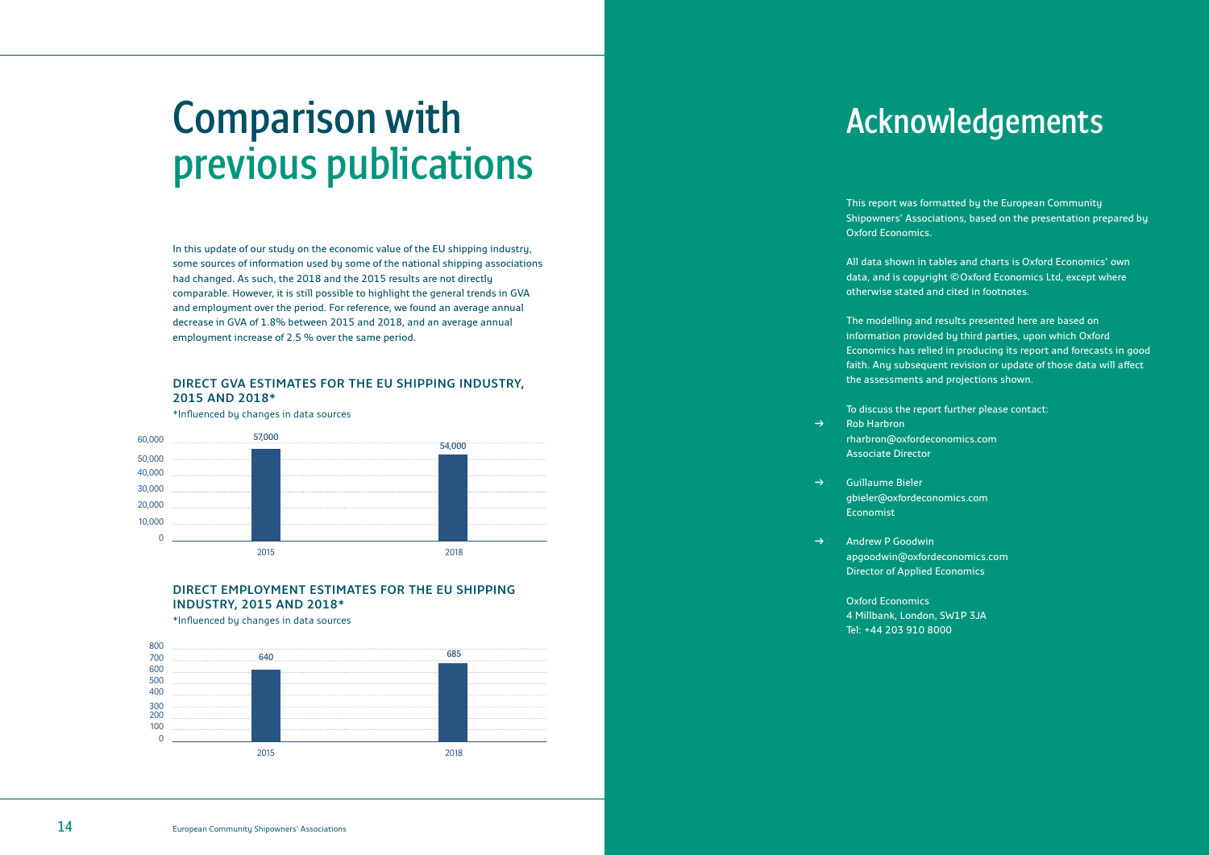# Comparison with previous publications

In this update of our study on the economic value of the EU shipping industry, some sources of information used by some of the national shipping associations had changed. As such, the 2018 and the 2015 results are not directly comparable. However, it is still possible to highlight the general trends in GVA and employment over the period. For reference, we found an average annual decrease in GVA of 1.8% between 2015 and 2018, and an average annual employment increase of 2.5 % over the same period.

### DIRECT GVA ESTIMATES FOR THE EU SHIPPING INDUSTRY, 2015 AND 2018*

*Influenced by changes in data sources

| Year | GVA |
| --- | --- |
| 2015 | 57,000 |
| 2018 | 54,000 |

### DIRECT EMPLOYMENT ESTIMATES FOR THE EU SHIPPING INDUSTRY, 2015 AND 2018*

*Influenced by changes in data sources

| Year | Employment |
| --- | --- |
| 2015 | 640 |
| 2018 | 685 |

# Acknowledgements

This report was formatted by the European Community Shipowners' Associations, based on the presentation prepared by Oxford Economics.

All data shown in tables and charts is Oxford Economics' own data, and is copyright © Oxford Economics Ltd, except where otherwise stated and cited in footnotes.

The modelling and results presented here are based on information provided by third parties, upon which Oxford Economics has relied in producing its report and forecasts in good faith. Any subsequent revision or update of those data will affect the assessments and projections shown.

To discuss the report further please contact:

→ Rob Harbron
rharbron@oxfordeconomics.com
Associate Director

→ Guillaume Bieler
gbieler@oxfordeconomics.com
Economist

→ Andrew P Goodwin
apgoodwin@oxfordeconomics.com
Director of Applied Economics

Oxford Economics
4 Millbank, London, SW1P 3JA
Tel: +44 203 910 8000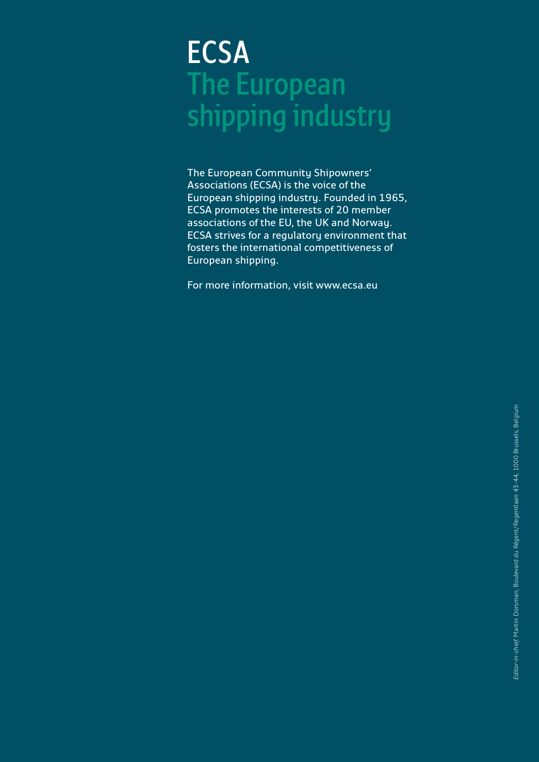# ECSA

## The European shipping industry

The European Community Shipowners' Associations (ECSA) is the voice of the European shipping industry. Founded in 1965, ECSA promotes the interests of 20 member associations of the EU, the UK and Norway. ECSA strives for a regulatory environment that fosters the international competitiveness of European shipping.

For more information, visit www.ecsa.eu

*Editor-in-chief* Martin Dorsman, Boulevard du Régent/Regentlaan 43-44, 1000 Brussels, Belgium